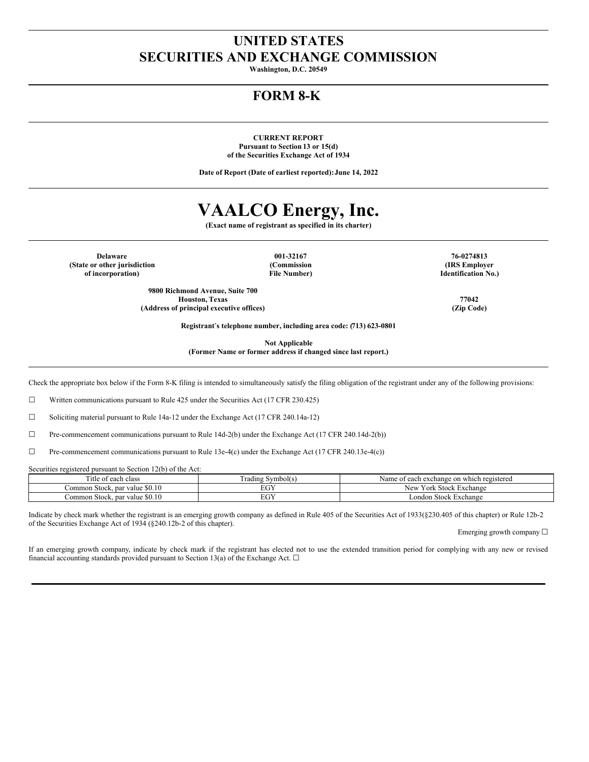# UNITED STATES
# SECURITIES AND EXCHANGE COMMISSION

**Washington, D.C. 20549**

## FORM 8-K

**CURRENT REPORT**
**Pursuant to Section 13 or 15(d)**
**of the Securities Exchange Act of 1934**

**Date of Report (Date of earliest reported): June 14, 2022**

# VAALCO Energy, Inc.

**(Exact name of registrant as specified in its charter)**

| **Delaware** | **001-32167** | **76-0274813** |
|---|---|---|
| **(State or other jurisdiction of incorporation)** | **(Commission File Number)** | **(IRS Employer Identification No.)** |

| **9800 Richmond Avenue, Suite 700 Houston, Texas** | **77042** |
|---|---|
| **(Address of principal executive offices)** | **(Zip Code)** |

**Registrant's telephone number, including area code: (713) 623-0801**

**Not Applicable**
**(Former Name or former address if changed since last report.)**

Check the appropriate box below if the Form 8-K filing is intended to simultaneously satisfy the filing obligation of the registrant under any of the following provisions:

☐ Written communications pursuant to Rule 425 under the Securities Act (17 CFR 230.425)

☐ Soliciting material pursuant to Rule 14a-12 under the Exchange Act (17 CFR 240.14a-12)

☐ Pre-commencement communications pursuant to Rule 14d-2(b) under the Exchange Act (17 CFR 240.14d-2(b))

☐ Pre-commencement communications pursuant to Rule 13e-4(c) under the Exchange Act (17 CFR 240.13e-4(c))

Securities registered pursuant to Section 12(b) of the Act:

| Title of each class | Trading Symbol(s) | Name of each exchange on which registered |
|---|---|---|
| Common Stock, par value $0.10 | EGY | New York Stock Exchange |
| Common Stock, par value $0.10 | EGY | London Stock Exchange |

Indicate by check mark whether the registrant is an emerging growth company as defined in Rule 405 of the Securities Act of 1933(§230.405 of this chapter) or Rule 12b-2 of the Securities Exchange Act of 1934 (§240.12b-2 of this chapter).

Emerging growth company ☐

If an emerging growth company, indicate by check mark if the registrant has elected not to use the extended transition period for complying with any new or revised financial accounting standards provided pursuant to Section 13(a) of the Exchange Act. ☐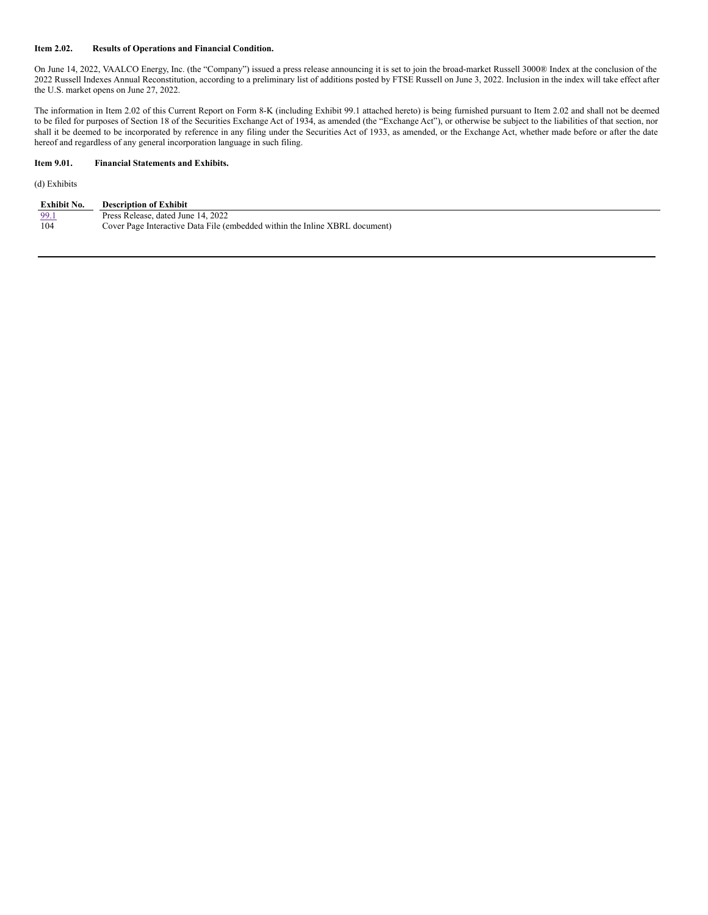**Item 2.02. Results of Operations and Financial Condition.**

On June 14, 2022, VAALCO Energy, Inc. (the "Company") issued a press release announcing it is set to join the broad-market Russell 3000® Index at the conclusion of the 2022 Russell Indexes Annual Reconstitution, according to a preliminary list of additions posted by FTSE Russell on June 3, 2022. Inclusion in the index will take effect after the U.S. market opens on June 27, 2022.

The information in Item 2.02 of this Current Report on Form 8-K (including Exhibit 99.1 attached hereto) is being furnished pursuant to Item 2.02 and shall not be deemed to be filed for purposes of Section 18 of the Securities Exchange Act of 1934, as amended (the "Exchange Act"), or otherwise be subject to the liabilities of that section, nor shall it be deemed to be incorporated by reference in any filing under the Securities Act of 1933, as amended, or the Exchange Act, whether made before or after the date hereof and regardless of any general incorporation language in such filing.

**Item 9.01. Financial Statements and Exhibits.**

(d) Exhibits

| Exhibit No. | Description of Exhibit |
| --- | --- |
| 99.1 | Press Release, dated June 14, 2022 |
| 104 | Cover Page Interactive Data File (embedded within the Inline XBRL document) |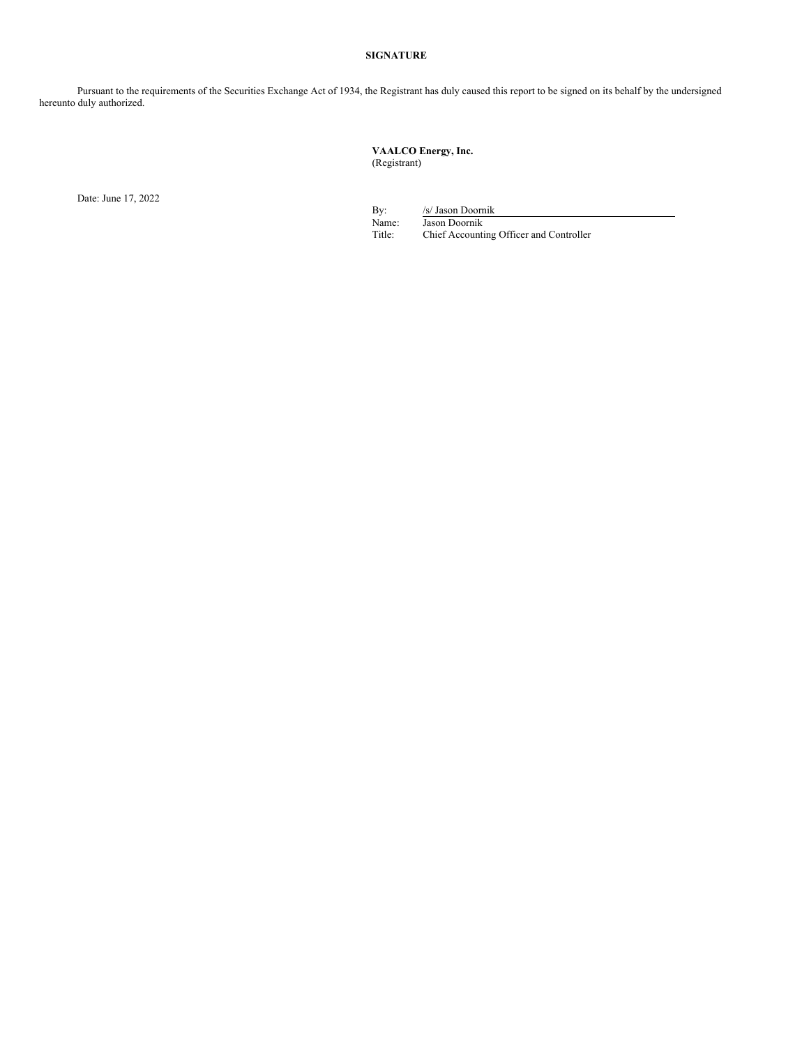**SIGNATURE**

Pursuant to the requirements of the Securities Exchange Act of 1934, the Registrant has duly caused this report to be signed on its behalf by the undersigned hereunto duly authorized.

**VAALCO Energy, Inc.**
(Registrant)

Date: June 17, 2022

By: /s/ Jason Doornik
Name: Jason Doornik
Title: Chief Accounting Officer and Controller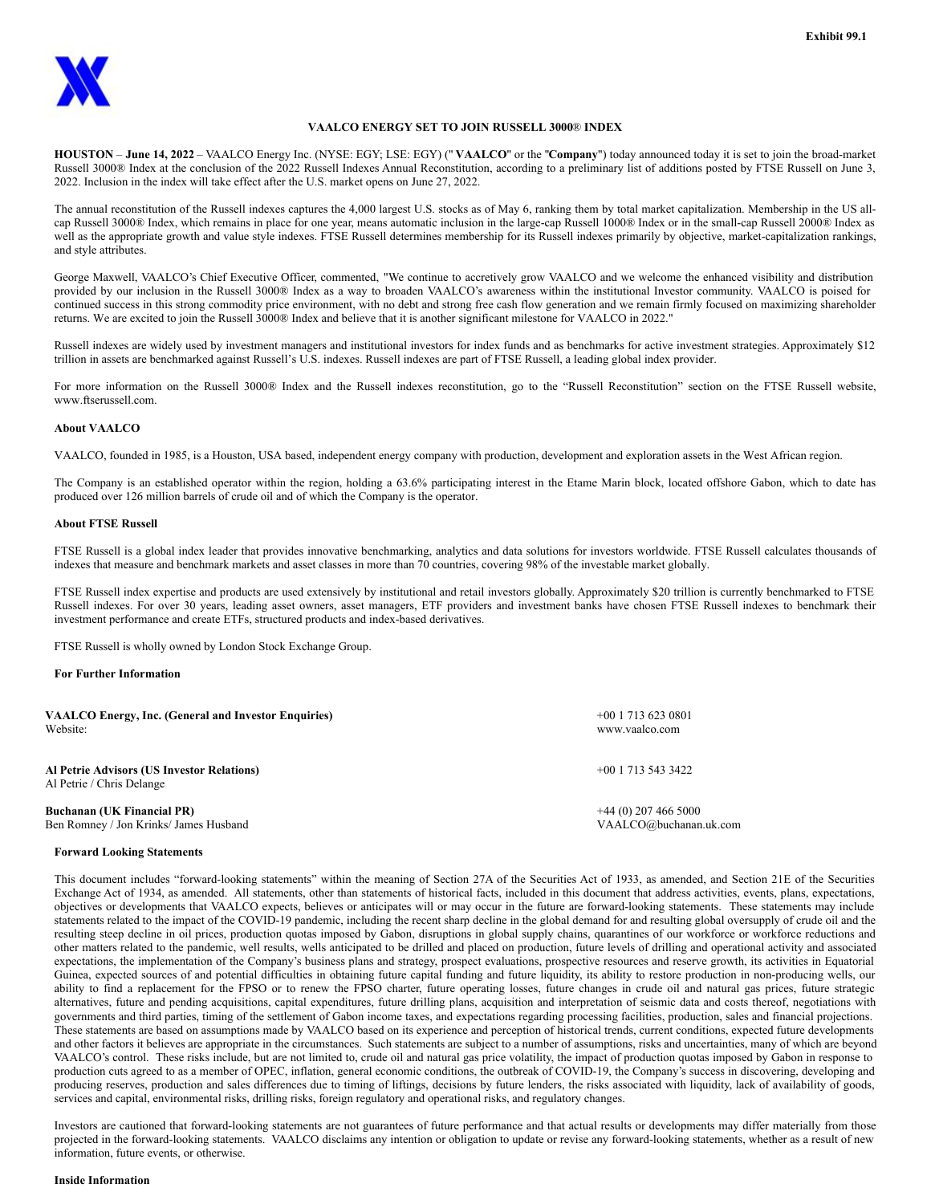Exhibit 99.1

**VAALCO ENERGY SET TO JOIN RUSSELL 3000® INDEX**

**HOUSTON** – **June 14, 2022** – VAALCO Energy Inc. (NYSE: EGY; LSE: EGY) ("**VAALCO**" or the "**Company**") today announced today it is set to join the broad-market Russell 3000® Index at the conclusion of the 2022 Russell Indexes Annual Reconstitution, according to a preliminary list of additions posted by FTSE Russell on June 3, 2022. Inclusion in the index will take effect after the U.S. market opens on June 27, 2022.

The annual reconstitution of the Russell indexes captures the 4,000 largest U.S. stocks as of May 6, ranking them by total market capitalization. Membership in the US all-cap Russell 3000® Index, which remains in place for one year, means automatic inclusion in the large-cap Russell 1000® Index or in the small-cap Russell 2000® Index as well as the appropriate growth and value style indexes. FTSE Russell determines membership for its Russell indexes primarily by objective, market-capitalization rankings, and style attributes.

George Maxwell, VAALCO's Chief Executive Officer, commented, "We continue to accretively grow VAALCO and we welcome the enhanced visibility and distribution provided by our inclusion in the Russell 3000® Index as a way to broaden VAALCO's awareness within the institutional Investor community. VAALCO is poised for continued success in this strong commodity price environment, with no debt and strong free cash flow generation and we remain firmly focused on maximizing shareholder returns. We are excited to join the Russell 3000® Index and believe that it is another significant milestone for VAALCO in 2022."

Russell indexes are widely used by investment managers and institutional investors for index funds and as benchmarks for active investment strategies. Approximately $12 trillion in assets are benchmarked against Russell's U.S. indexes. Russell indexes are part of FTSE Russell, a leading global index provider.

For more information on the Russell 3000® Index and the Russell indexes reconstitution, go to the "Russell Reconstitution" section on the FTSE Russell website, www.ftserussell.com.

**About VAALCO**

VAALCO, founded in 1985, is a Houston, USA based, independent energy company with production, development and exploration assets in the West African region.

The Company is an established operator within the region, holding a 63.6% participating interest in the Etame Marin block, located offshore Gabon, which to date has produced over 126 million barrels of crude oil and of which the Company is the operator.

**About FTSE Russell**

FTSE Russell is a global index leader that provides innovative benchmarking, analytics and data solutions for investors worldwide. FTSE Russell calculates thousands of indexes that measure and benchmark markets and asset classes in more than 70 countries, covering 98% of the investable market globally.

FTSE Russell index expertise and products are used extensively by institutional and retail investors globally. Approximately $20 trillion is currently benchmarked to FTSE Russell indexes. For over 30 years, leading asset owners, asset managers, ETF providers and investment banks have chosen FTSE Russell indexes to benchmark their investment performance and create ETFs, structured products and index-based derivatives.

FTSE Russell is wholly owned by London Stock Exchange Group.

**For Further Information**

| | |
|---|---|
| **VAALCO Energy, Inc. (General and Investor Enquiries)** | +00 1 713 623 0801 |
| Website: | www.vaalco.com |
| **Al Petrie Advisors (US Investor Relations)** | +00 1 713 543 3422 |
| Al Petrie / Chris Delange | |
| **Buchanan (UK Financial PR)** | +44 (0) 207 466 5000 |
| Ben Romney / Jon Krinks/ James Husband | VAALCO@buchanan.uk.com |

**Forward Looking Statements**

This document includes "forward-looking statements" within the meaning of Section 27A of the Securities Act of 1933, as amended, and Section 21E of the Securities Exchange Act of 1934, as amended. All statements, other than statements of historical facts, included in this document that address activities, events, plans, expectations, objectives or developments that VAALCO expects, believes or anticipates will or may occur in the future are forward-looking statements. These statements may include statements related to the impact of the COVID-19 pandemic, including the recent sharp decline in the global demand for and resulting global oversupply of crude oil and the resulting steep decline in oil prices, production quotas imposed by Gabon, disruptions in global supply chains, quarantines of our workforce or workforce reductions and other matters related to the pandemic, well results, wells anticipated to be drilled and placed on production, future levels of drilling and operational activity and associated expectations, the implementation of the Company's business plans and strategy, prospect evaluations, prospective resources and reserve growth, its activities in Equatorial Guinea, expected sources of and potential difficulties in obtaining future capital funding and future liquidity, its ability to restore production in non-producing wells, our ability to find a replacement for the FPSO or to renew the FPSO charter, future operating losses, future changes in crude oil and natural gas prices, future strategic alternatives, future and pending acquisitions, capital expenditures, future drilling plans, acquisition and interpretation of seismic data and costs thereof, negotiations with governments and third parties, timing of the settlement of Gabon income taxes, and expectations regarding processing facilities, production, sales and financial projections. These statements are based on assumptions made by VAALCO based on its experience and perception of historical trends, current conditions, expected future developments and other factors it believes are appropriate in the circumstances. Such statements are subject to a number of assumptions, risks and uncertainties, many of which are beyond VAALCO's control. These risks include, but are not limited to, crude oil and natural gas price volatility, the impact of production quotas imposed by Gabon in response to production cuts agreed to as a member of OPEC, inflation, general economic conditions, the outbreak of COVID-19, the Company's success in discovering, developing and producing reserves, production and sales differences due to timing of liftings, decisions by future lenders, the risks associated with liquidity, lack of availability of goods, services and capital, environmental risks, drilling risks, foreign regulatory and operational risks, and regulatory changes.

Investors are cautioned that forward-looking statements are not guarantees of future performance and that actual results or developments may differ materially from those projected in the forward-looking statements. VAALCO disclaims any intention or obligation to update or revise any forward-looking statements, whether as a result of new information, future events, or otherwise.

**Inside Information**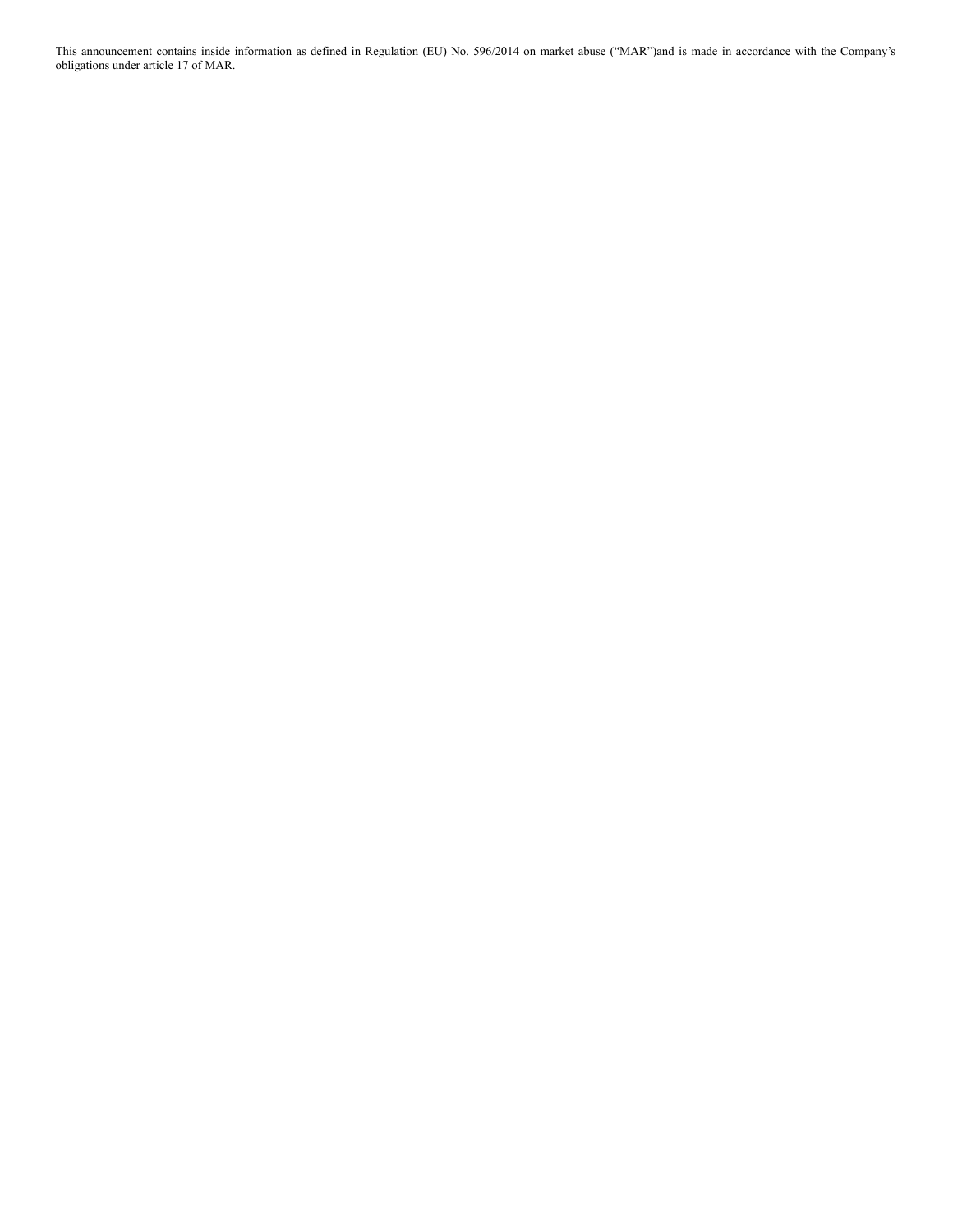This announcement contains inside information as defined in Regulation (EU) No. 596/2014 on market abuse ("MAR")and is made in accordance with the Company's obligations under article 17 of MAR.